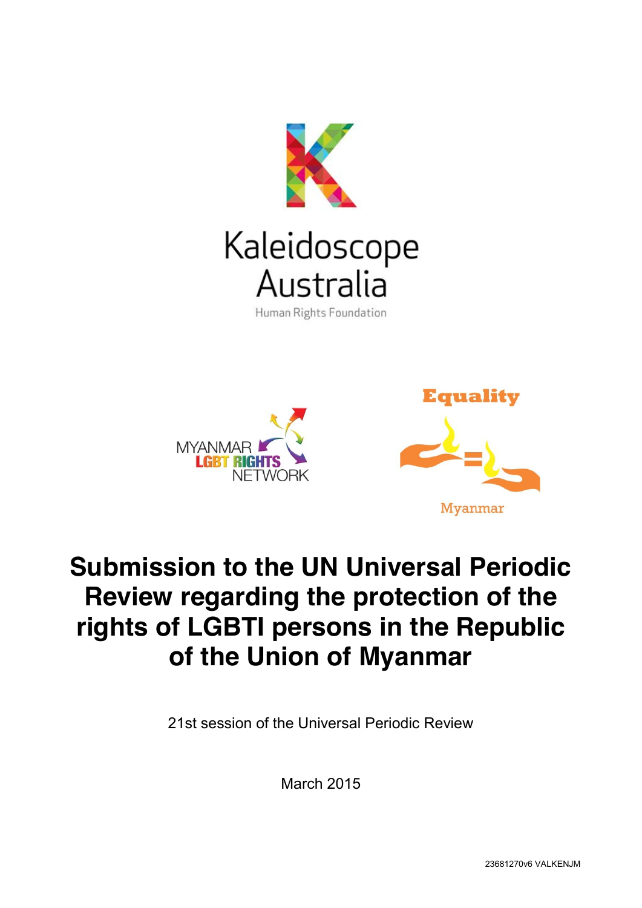Kaleidoscope Australia

Human Rights Foundation

MYANMAR LGBT RIGHTS NETWORK

Equality

Myanmar

# Submission to the UN Universal Periodic Review regarding the protection of the rights of LGBTI persons in the Republic of the Union of Myanmar

21st session of the Universal Periodic Review

March 2015

23681270v6 VALKENJM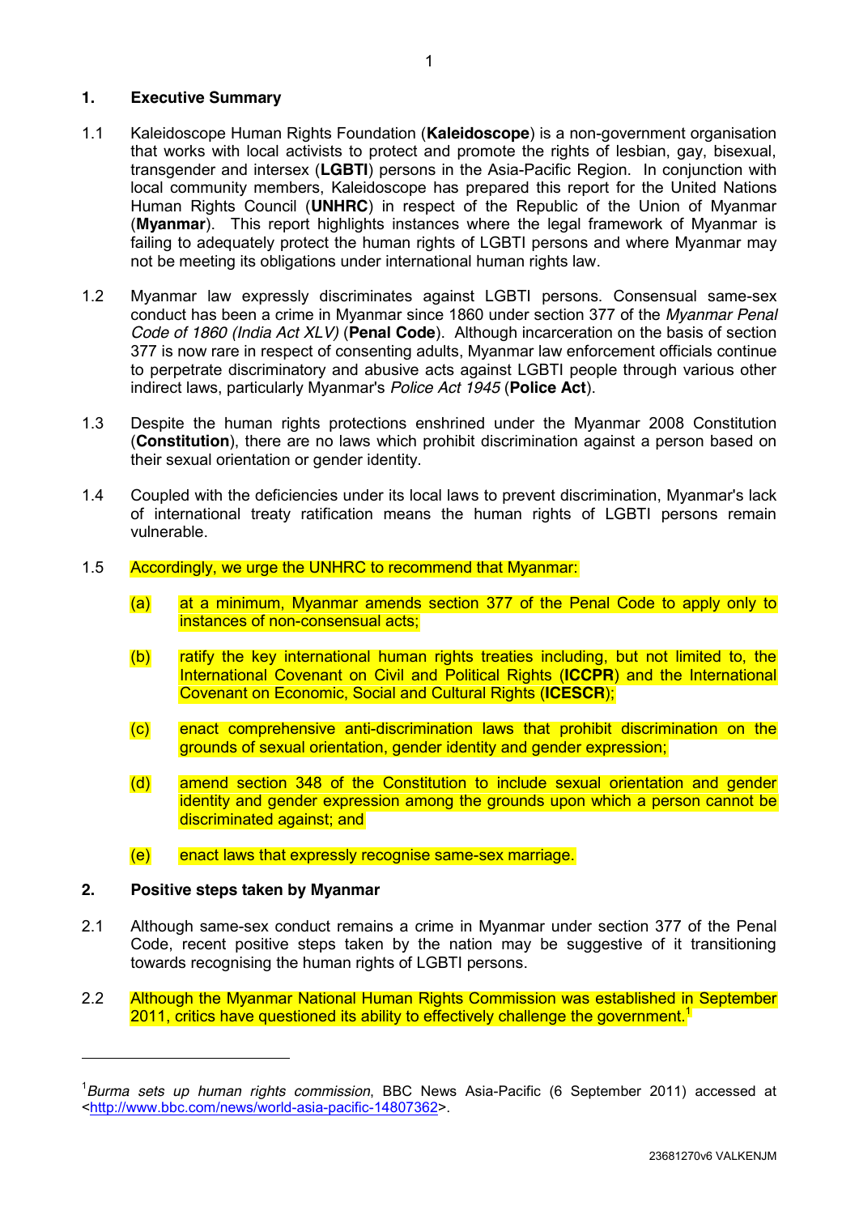## 1. Executive Summary

1.1 Kaleidoscope Human Rights Foundation (**Kaleidoscope**) is a non-government organisation that works with local activists to protect and promote the rights of lesbian, gay, bisexual, transgender and intersex (**LGBTI**) persons in the Asia-Pacific Region. In conjunction with local community members, Kaleidoscope has prepared this report for the United Nations Human Rights Council (**UNHRC**) in respect of the Republic of the Union of Myanmar (**Myanmar**). This report highlights instances where the legal framework of Myanmar is failing to adequately protect the human rights of LGBTI persons and where Myanmar may not be meeting its obligations under international human rights law.

1.2 Myanmar law expressly discriminates against LGBTI persons. Consensual same-sex conduct has been a crime in Myanmar since 1860 under section 377 of the *Myanmar Penal Code of 1860 (India Act XLV)* (**Penal Code**). Although incarceration on the basis of section 377 is now rare in respect of consenting adults, Myanmar law enforcement officials continue to perpetrate discriminatory and abusive acts against LGBTI people through various other indirect laws, particularly Myanmar's *Police Act 1945* (**Police Act**).

1.3 Despite the human rights protections enshrined under the Myanmar 2008 Constitution (**Constitution**), there are no laws which prohibit discrimination against a person based on their sexual orientation or gender identity.

1.4 Coupled with the deficiencies under its local laws to prevent discrimination, Myanmar's lack of international treaty ratification means the human rights of LGBTI persons remain vulnerable.

1.5 Accordingly, we urge the UNHRC to recommend that Myanmar:

- (a) at a minimum, Myanmar amends section 377 of the Penal Code to apply only to instances of non-consensual acts;
- (b) ratify the key international human rights treaties including, but not limited to, the International Covenant on Civil and Political Rights (**ICCPR**) and the International Covenant on Economic, Social and Cultural Rights (**ICESCR**);
- (c) enact comprehensive anti-discrimination laws that prohibit discrimination on the grounds of sexual orientation, gender identity and gender expression;
- (d) amend section 348 of the Constitution to include sexual orientation and gender identity and gender expression among the grounds upon which a person cannot be discriminated against; and
- (e) enact laws that expressly recognise same-sex marriage.

## 2. Positive steps taken by Myanmar

2.1 Although same-sex conduct remains a crime in Myanmar under section 377 of the Penal Code, recent positive steps taken by the nation may be suggestive of it transitioning towards recognising the human rights of LGBTI persons.

2.2 Although the Myanmar National Human Rights Commission was established in September 2011, critics have questioned its ability to effectively challenge the government.[1]

---

[1] *Burma sets up human rights commission*, BBC News Asia-Pacific (6 September 2011) accessed at <http://www.bbc.com/news/world-asia-pacific-14807362>.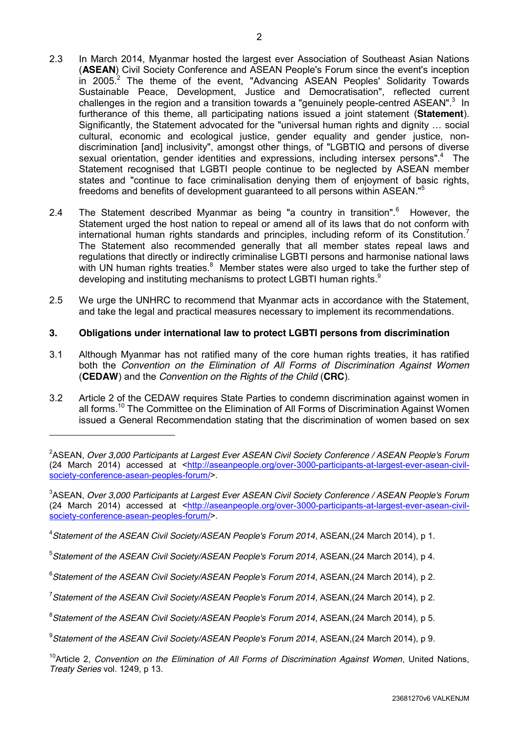2.3 In March 2014, Myanmar hosted the largest ever Association of Southeast Asian Nations (**ASEAN**) Civil Society Conference and ASEAN People's Forum since the event's inception in 2005.[2] The theme of the event, "Advancing ASEAN Peoples' Solidarity Towards Sustainable Peace, Development, Justice and Democratisation", reflected current challenges in the region and a transition towards a "genuinely people-centred ASEAN".[3] In furtherance of this theme, all participating nations issued a joint statement (**Statement**). Significantly, the Statement advocated for the "universal human rights and dignity … social cultural, economic and ecological justice, gender equality and gender justice, non-discrimination [and] inclusivity", amongst other things, of "LGBTIQ and persons of diverse sexual orientation, gender identities and expressions, including intersex persons".[4] The Statement recognised that LGBTI people continue to be neglected by ASEAN member states and "continue to face criminalisation denying them of enjoyment of basic rights, freedoms and benefits of development guaranteed to all persons within ASEAN."[5]

2.4 The Statement described Myanmar as being "a country in transition".[6] However, the Statement urged the host nation to repeal or amend all of its laws that do not conform with international human rights standards and principles, including reform of its Constitution.[7] The Statement also recommended generally that all member states repeal laws and regulations that directly or indirectly criminalise LGBTI persons and harmonise national laws with UN human rights treaties.[8] Member states were also urged to take the further step of developing and instituting mechanisms to protect LGBTI human rights.[9]

2.5 We urge the UNHRC to recommend that Myanmar acts in accordance with the Statement, and take the legal and practical measures necessary to implement its recommendations.

## 3. Obligations under international law to protect LGBTI persons from discrimination

3.1 Although Myanmar has not ratified many of the core human rights treaties, it has ratified both the *Convention on the Elimination of All Forms of Discrimination Against Women* (**CEDAW**) and the *Convention on the Rights of the Child* (**CRC**).

3.2 Article 2 of the CEDAW requires State Parties to condemn discrimination against women in all forms.[10] The Committee on the Elimination of All Forms of Discrimination Against Women issued a General Recommendation stating that the discrimination of women based on sex

---

[2] ASEAN, *Over 3,000 Participants at Largest Ever ASEAN Civil Society Conference / ASEAN People's Forum* (24 March 2014) accessed at <http://aseanpeople.org/over-3000-participants-at-largest-ever-asean-civil-society-conference-asean-peoples-forum/>.

[3] ASEAN, *Over 3,000 Participants at Largest Ever ASEAN Civil Society Conference / ASEAN People's Forum* (24 March 2014) accessed at <http://aseanpeople.org/over-3000-participants-at-largest-ever-asean-civil-society-conference-asean-peoples-forum/>.

[4] *Statement of the ASEAN Civil Society/ASEAN People's Forum 2014*, ASEAN,(24 March 2014), p 1.

[5] *Statement of the ASEAN Civil Society/ASEAN People's Forum 2014*, ASEAN,(24 March 2014), p 4.

[6] *Statement of the ASEAN Civil Society/ASEAN People's Forum 2014*, ASEAN,(24 March 2014), p 2.

[7] *Statement of the ASEAN Civil Society/ASEAN People's Forum 2014*, ASEAN,(24 March 2014), p 2.

[8] *Statement of the ASEAN Civil Society/ASEAN People's Forum 2014*, ASEAN,(24 March 2014), p 5.

[9] *Statement of the ASEAN Civil Society/ASEAN People's Forum 2014*, ASEAN,(24 March 2014), p 9.

[10] Article 2, *Convention on the Elimination of All Forms of Discrimination Against Women*, United Nations, *Treaty Series* vol. 1249, p 13.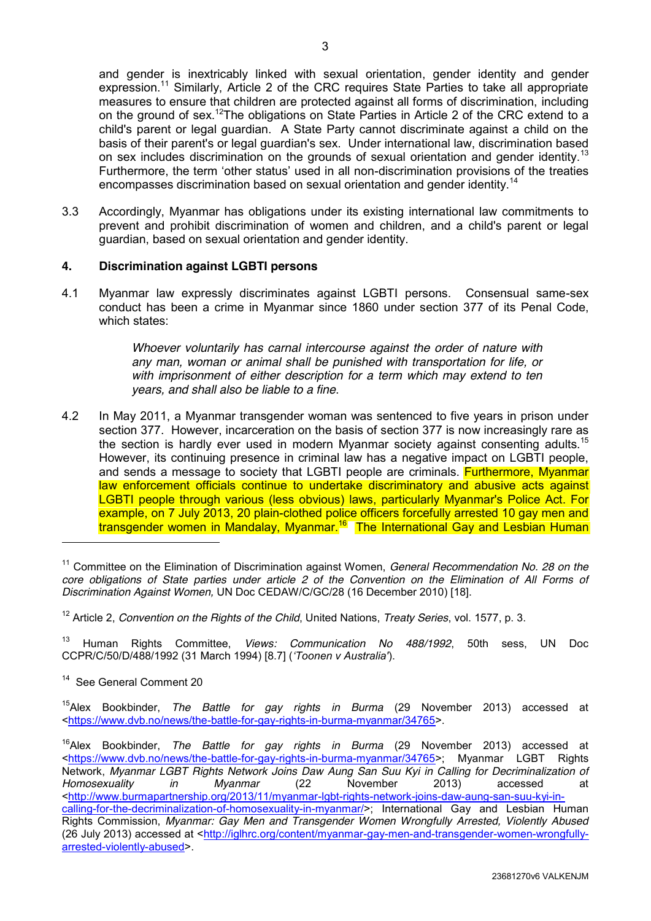and gender is inextricably linked with sexual orientation, gender identity and gender expression.[11] Similarly, Article 2 of the CRC requires State Parties to take all appropriate measures to ensure that children are protected against all forms of discrimination, including on the ground of sex.[12] The obligations on State Parties in Article 2 of the CRC extend to a child's parent or legal guardian. A State Party cannot discriminate against a child on the basis of their parent's or legal guardian's sex. Under international law, discrimination based on sex includes discrimination on the grounds of sexual orientation and gender identity.[13] Furthermore, the term 'other status' used in all non-discrimination provisions of the treaties encompasses discrimination based on sexual orientation and gender identity.[14]

3.3 Accordingly, Myanmar has obligations under its existing international law commitments to prevent and prohibit discrimination of women and children, and a child's parent or legal guardian, based on sexual orientation and gender identity.

## 4. Discrimination against LGBTI persons

4.1 Myanmar law expressly discriminates against LGBTI persons. Consensual same-sex conduct has been a crime in Myanmar since 1860 under section 377 of its Penal Code, which states:

> *Whoever voluntarily has carnal intercourse against the order of nature with any man, woman or animal shall be punished with transportation for life, or with imprisonment of either description for a term which may extend to ten years, and shall also be liable to a fine.*

4.2 In May 2011, a Myanmar transgender woman was sentenced to five years in prison under section 377. However, incarceration on the basis of section 377 is now increasingly rare as the section is hardly ever used in modern Myanmar society against consenting adults.[15] However, its continuing presence in criminal law has a negative impact on LGBTI people, and sends a message to society that LGBTI people are criminals. Furthermore, Myanmar law enforcement officials continue to undertake discriminatory and abusive acts against LGBTI people through various (less obvious) laws, particularly Myanmar's Police Act. For example, on 7 July 2013, 20 plain-clothed police officers forcefully arrested 10 gay men and transgender women in Mandalay, Myanmar.[16] The International Gay and Lesbian Human

---

[11] Committee on the Elimination of Discrimination against Women, *General Recommendation No. 28 on the core obligations of State parties under article 2 of the Convention on the Elimination of All Forms of Discrimination Against Women,* UN Doc CEDAW/C/GC/28 (16 December 2010) [18].

[12] Article 2, *Convention on the Rights of the Child*, United Nations, *Treaty Series*, vol. 1577, p. 3.

[13] Human Rights Committee, *Views: Communication No 488/1992*, 50th sess, UN Doc CCPR/C/50/D/488/1992 (31 March 1994) [8.7] ('*Toonen v Australia*').

[14] See General Comment 20

[15] Alex Bookbinder, *The Battle for gay rights in Burma* (29 November 2013) accessed at <https://www.dvb.no/news/the-battle-for-gay-rights-in-burma-myanmar/34765>.

[16] Alex Bookbinder, *The Battle for gay rights in Burma* (29 November 2013) accessed at <https://www.dvb.no/news/the-battle-for-gay-rights-in-burma-myanmar/34765>; Myanmar LGBT Rights Network, *Myanmar LGBT Rights Network Joins Daw Aung San Suu Kyi in Calling for Decriminalization of Homosexuality in Myanmar* (22 November 2013) accessed at <http://www.burmapartnership.org/2013/11/myanmar-lgbt-rights-network-joins-daw-aung-san-suu-kyi-in-calling-for-the-decriminalization-of-homosexuality-in-myanmar/>; International Gay and Lesbian Human Rights Commission, *Myanmar: Gay Men and Transgender Women Wrongfully Arrested, Violently Abused* (26 July 2013) accessed at <http://iglhrc.org/content/myanmar-gay-men-and-transgender-women-wrongfully-arrested-violently-abused>.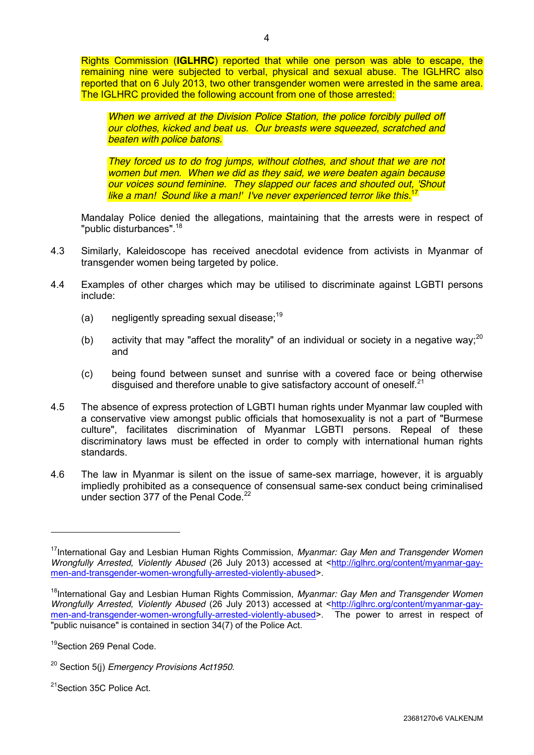Rights Commission (**IGLHRC**) reported that while one person was able to escape, the remaining nine were subjected to verbal, physical and sexual abuse. The IGLHRC also reported that on 6 July 2013, two other transgender women were arrested in the same area. The IGLHRC provided the following account from one of those arrested:

> *When we arrived at the Division Police Station, the police forcibly pulled off our clothes, kicked and beat us. Our breasts were squeezed, scratched and beaten with police batons.*
>
> *They forced us to do frog jumps, without clothes, and shout that we are not women but men. When we did as they said, we were beaten again because our voices sound feminine. They slapped our faces and shouted out, 'Shout like a man! Sound like a man!' I've never experienced terror like this.*[17]

Mandalay Police denied the allegations, maintaining that the arrests were in respect of "public disturbances".[18]

4.3 Similarly, Kaleidoscope has received anecdotal evidence from activists in Myanmar of transgender women being targeted by police.

4.4 Examples of other charges which may be utilised to discriminate against LGBTI persons include:

(a) negligently spreading sexual disease;[19]

(b) activity that may "affect the morality" of an individual or society in a negative way;[20] and

(c) being found between sunset and sunrise with a covered face or being otherwise disguised and therefore unable to give satisfactory account of oneself.[21]

4.5 The absence of express protection of LGBTI human rights under Myanmar law coupled with a conservative view amongst public officials that homosexuality is not a part of "Burmese culture", facilitates discrimination of Myanmar LGBTI persons. Repeal of these discriminatory laws must be effected in order to comply with international human rights standards.

4.6 The law in Myanmar is silent on the issue of same-sex marriage, however, it is arguably impliedly prohibited as a consequence of consensual same-sex conduct being criminalised under section 377 of the Penal Code.[22]

---

[17] International Gay and Lesbian Human Rights Commission, *Myanmar: Gay Men and Transgender Women Wrongfully Arrested, Violently Abused* (26 July 2013) accessed at <http://iglhrc.org/content/myanmar-gay-men-and-transgender-women-wrongfully-arrested-violently-abused>.

[18] International Gay and Lesbian Human Rights Commission, *Myanmar: Gay Men and Transgender Women Wrongfully Arrested, Violently Abused* (26 July 2013) accessed at <http://iglhrc.org/content/myanmar-gay-men-and-transgender-women-wrongfully-arrested-violently-abused>. The power to arrest in respect of "public nuisance" is contained in section 34(7) of the Police Act.

[19] Section 269 Penal Code.

[20] Section 5(j) *Emergency Provisions Act1950*.

[21] Section 35C Police Act.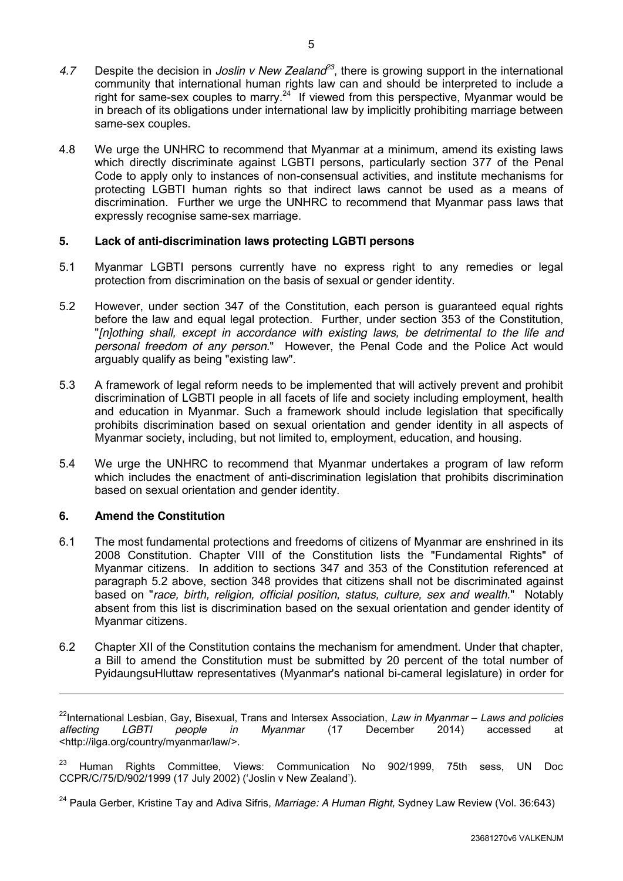*4.7* Despite the decision in *Joslin v New Zealand*[23], there is growing support in the international community that international human rights law can and should be interpreted to include a right for same-sex couples to marry.[24] If viewed from this perspective, Myanmar would be in breach of its obligations under international law by implicitly prohibiting marriage between same-sex couples.

4.8 We urge the UNHRC to recommend that Myanmar at a minimum, amend its existing laws which directly discriminate against LGBTI persons, particularly section 377 of the Penal Code to apply only to instances of non-consensual activities, and institute mechanisms for protecting LGBTI human rights so that indirect laws cannot be used as a means of discrimination. Further we urge the UNHRC to recommend that Myanmar pass laws that expressly recognise same-sex marriage.

## 5. Lack of anti-discrimination laws protecting LGBTI persons

5.1 Myanmar LGBTI persons currently have no express right to any remedies or legal protection from discrimination on the basis of sexual or gender identity.

5.2 However, under section 347 of the Constitution, each person is guaranteed equal rights before the law and equal legal protection. Further, under section 353 of the Constitution, "*[n]othing shall, except in accordance with existing laws, be detrimental to the life and personal freedom of any person.*" However, the Penal Code and the Police Act would arguably qualify as being "existing law".

5.3 A framework of legal reform needs to be implemented that will actively prevent and prohibit discrimination of LGBTI people in all facets of life and society including employment, health and education in Myanmar. Such a framework should include legislation that specifically prohibits discrimination based on sexual orientation and gender identity in all aspects of Myanmar society, including, but not limited to, employment, education, and housing.

5.4 We urge the UNHRC to recommend that Myanmar undertakes a program of law reform which includes the enactment of anti-discrimination legislation that prohibits discrimination based on sexual orientation and gender identity.

## 6. Amend the Constitution

6.1 The most fundamental protections and freedoms of citizens of Myanmar are enshrined in its 2008 Constitution. Chapter VIII of the Constitution lists the "Fundamental Rights" of Myanmar citizens. In addition to sections 347 and 353 of the Constitution referenced at paragraph 5.2 above, section 348 provides that citizens shall not be discriminated against based on "*race, birth, religion, official position, status, culture, sex and wealth.*" Notably absent from this list is discrimination based on the sexual orientation and gender identity of Myanmar citizens.

6.2 Chapter XII of the Constitution contains the mechanism for amendment. Under that chapter, a Bill to amend the Constitution must be submitted by 20 percent of the total number of PyidaungsuHluttaw representatives (Myanmar's national bi-cameral legislature) in order for

---

[22] International Lesbian, Gay, Bisexual, Trans and Intersex Association, *Law in Myanmar – Laws and policies affecting LGBTI people in Myanmar* (17 December 2014) accessed at <http://ilga.org/country/myanmar/law/>.

[23] Human Rights Committee, Views: Communication No 902/1999, 75th sess, UN Doc CCPR/C/75/D/902/1999 (17 July 2002) ('Joslin v New Zealand').

[24] Paula Gerber, Kristine Tay and Adiva Sifris, *Marriage: A Human Right,* Sydney Law Review (Vol. 36:643)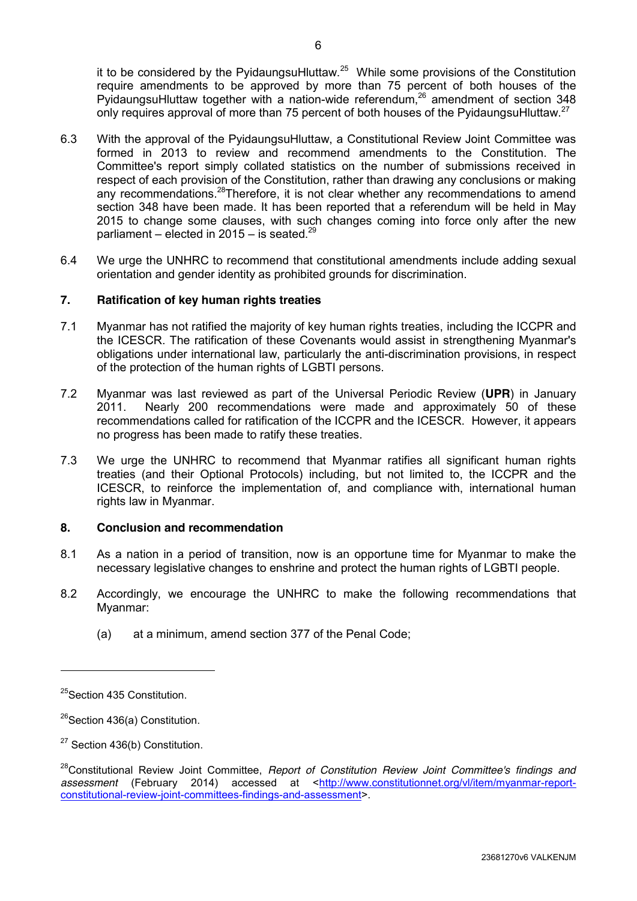it to be considered by the PyidaungsuHluttaw.[25] While some provisions of the Constitution require amendments to be approved by more than 75 percent of both houses of the PyidaungsuHluttaw together with a nation-wide referendum,[26] amendment of section 348 only requires approval of more than 75 percent of both houses of the PyidaungsuHluttaw.[27]

6.3 With the approval of the PyidaungsuHluttaw, a Constitutional Review Joint Committee was formed in 2013 to review and recommend amendments to the Constitution. The Committee's report simply collated statistics on the number of submissions received in respect of each provision of the Constitution, rather than drawing any conclusions or making any recommendations.[28]Therefore, it is not clear whether any recommendations to amend section 348 have been made. It has been reported that a referendum will be held in May 2015 to change some clauses, with such changes coming into force only after the new parliament – elected in 2015 – is seated.[29]

6.4 We urge the UNHRC to recommend that constitutional amendments include adding sexual orientation and gender identity as prohibited grounds for discrimination.

## 7. Ratification of key human rights treaties

7.1 Myanmar has not ratified the majority of key human rights treaties, including the ICCPR and the ICESCR. The ratification of these Covenants would assist in strengthening Myanmar's obligations under international law, particularly the anti-discrimination provisions, in respect of the protection of the human rights of LGBTI persons.

7.2 Myanmar was last reviewed as part of the Universal Periodic Review (**UPR**) in January 2011. Nearly 200 recommendations were made and approximately 50 of these recommendations called for ratification of the ICCPR and the ICESCR. However, it appears no progress has been made to ratify these treaties.

7.3 We urge the UNHRC to recommend that Myanmar ratifies all significant human rights treaties (and their Optional Protocols) including, but not limited to, the ICCPR and the ICESCR, to reinforce the implementation of, and compliance with, international human rights law in Myanmar.

## 8. Conclusion and recommendation

8.1 As a nation in a period of transition, now is an opportune time for Myanmar to make the necessary legislative changes to enshrine and protect the human rights of LGBTI people.

8.2 Accordingly, we encourage the UNHRC to make the following recommendations that Myanmar:

(a) at a minimum, amend section 377 of the Penal Code;

---

[25] Section 435 Constitution.

[26] Section 436(a) Constitution.

[27] Section 436(b) Constitution.

[28] Constitutional Review Joint Committee, *Report of Constitution Review Joint Committee's findings and assessment* (February 2014) accessed at <http://www.constitutionnet.org/vl/item/myanmar-report-constitutional-review-joint-committees-findings-and-assessment>.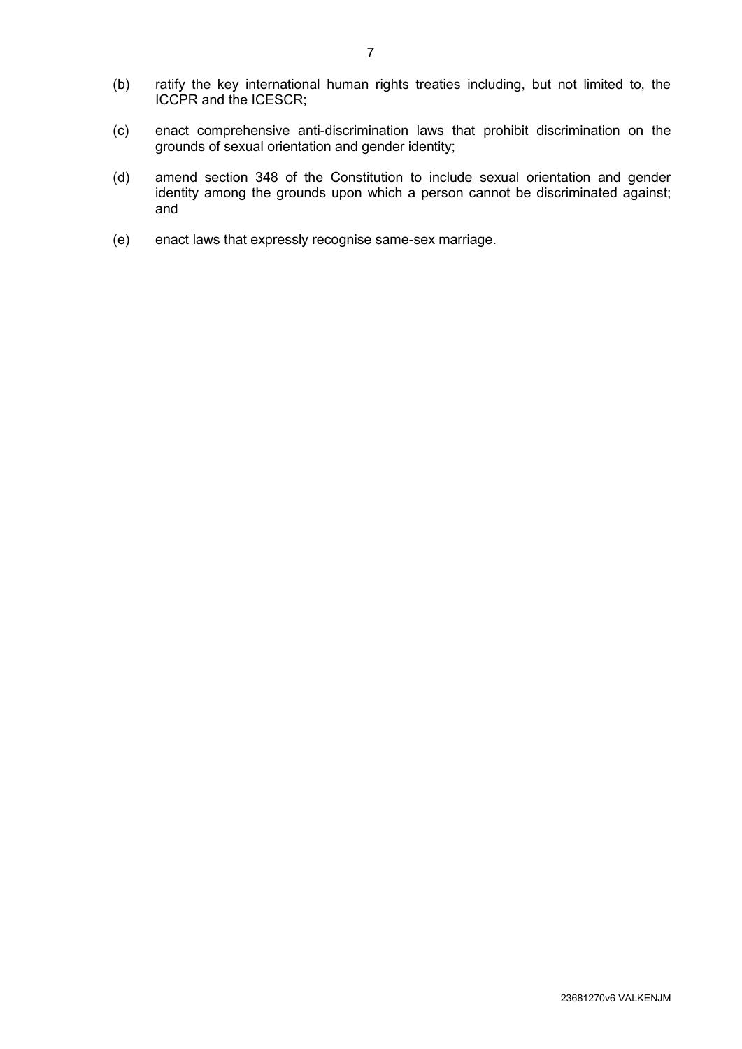(b) ratify the key international human rights treaties including, but not limited to, the ICCPR and the ICESCR;

(c) enact comprehensive anti-discrimination laws that prohibit discrimination on the grounds of sexual orientation and gender identity;

(d) amend section 348 of the Constitution to include sexual orientation and gender identity among the grounds upon which a person cannot be discriminated against; and

(e) enact laws that expressly recognise same-sex marriage.